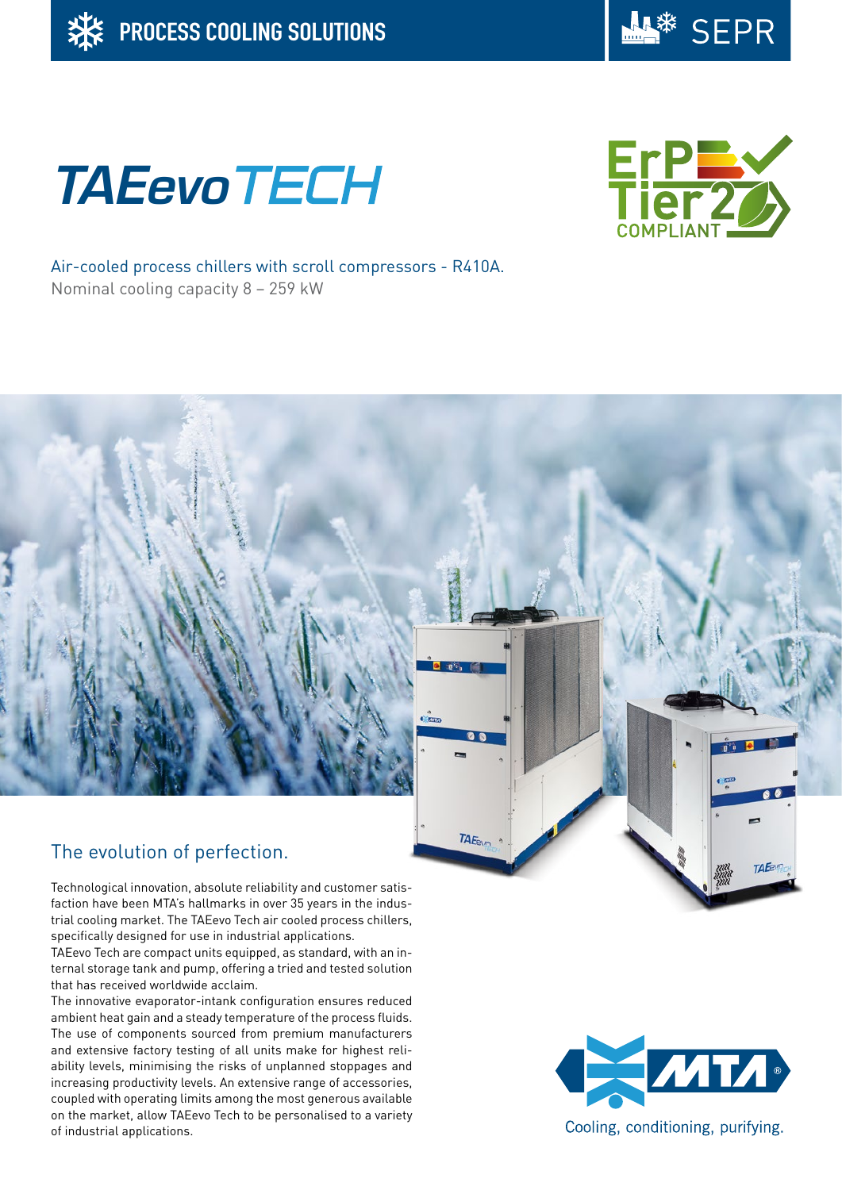PROCESS COOLING SOLUTIONS

SEPR

# TAEevoTECH

ErP Tier 2 COMPLIANT

Air-cooled process chillers with scroll compressors - R410A.
Nominal cooling capacity 8 – 259 kW

## The evolution of perfection.

Technological innovation, absolute reliability and customer satisfaction have been MTA's hallmarks in over 35 years in the industrial cooling market. The TAEevo Tech air cooled process chillers, specifically designed for use in industrial applications.
TAEevo Tech are compact units equipped, as standard, with an internal storage tank and pump, offering a tried and tested solution that has received worldwide acclaim.
The innovative evaporator-intank configuration ensures reduced ambient heat gain and a steady temperature of the process fluids. The use of components sourced from premium manufacturers and extensive factory testing of all units make for highest reliability levels, minimising the risks of unplanned stoppages and increasing productivity levels. An extensive range of accessories, coupled with operating limits among the most generous available on the market, allow TAEevo Tech to be personalised to a variety of industrial applications.

MTA®
Cooling, conditioning, purifying.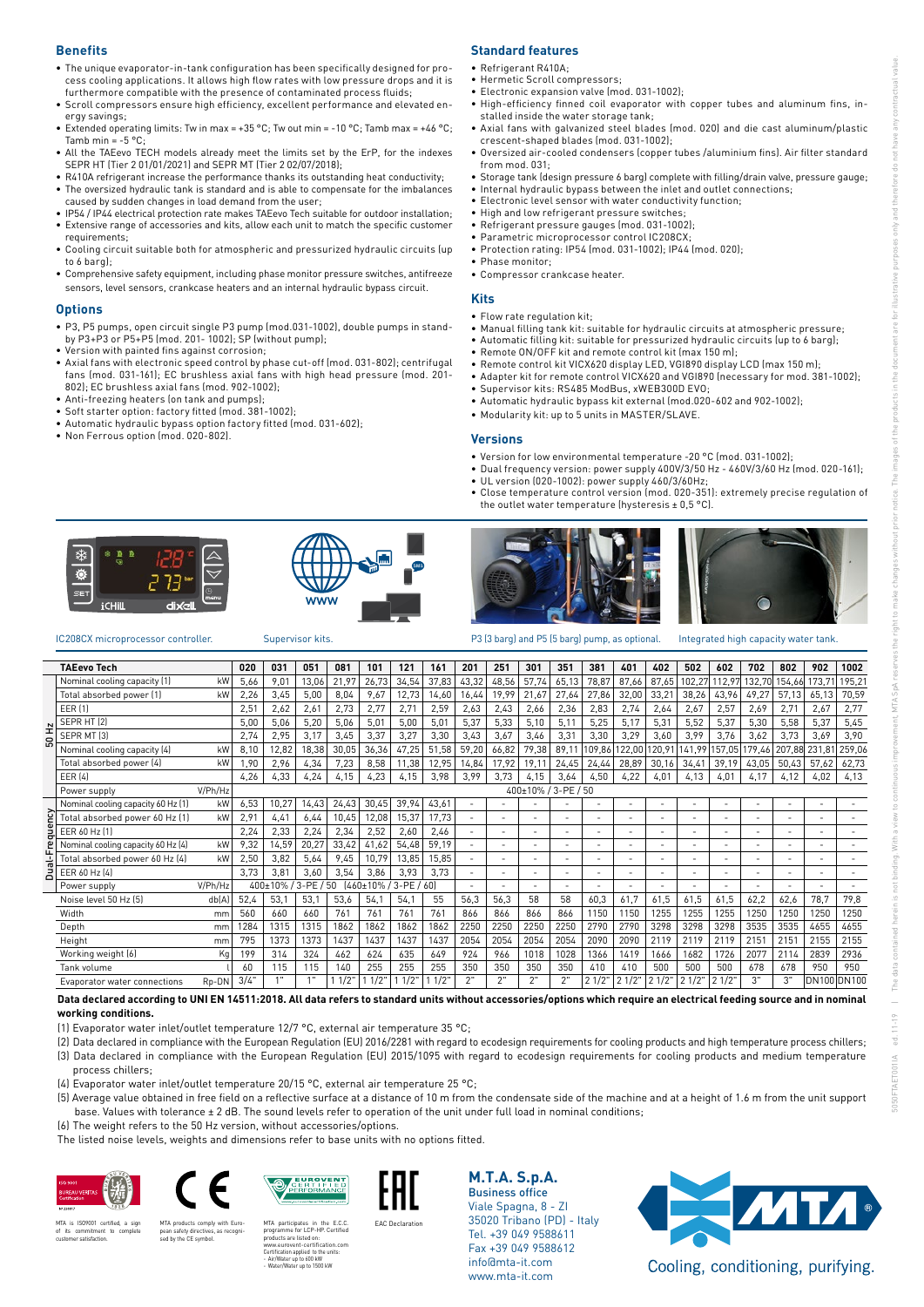## Benefits

- The unique evaporator-in-tank configuration has been specifically designed for process cooling applications. It allows high flow rates with low pressure drops and it is furthermore compatible with the presence of contaminated process fluids;
- Scroll compressors ensure high efficiency, excellent performance and elevated energy savings;
- Extended operating limits: Tw in max = +35 °C; Tw out min = -10 °C; Tamb max = +46 °C; Tamb min = -5 °C;
- All the TAEevo TECH models already meet the limits set by the ErP, for the indexes SEPR HT (Tier 2 01/01/2021) and SEPR MT (Tier 2 02/07/2018);
- R410A refrigerant increase the performance thanks its outstanding heat conductivity;
- The oversized hydraulic tank is standard and is able to compensate for the imbalances caused by sudden changes in load demand from the user;
- IP54 / IP44 electrical protection rate makes TAEevo Tech suitable for outdoor installation;
- Extensive range of accessories and kits, allow each unit to match the specific customer requirements;
- Cooling circuit suitable both for atmospheric and pressurized hydraulic circuits (up to 6 barg);
- Comprehensive safety equipment, including phase monitor pressure switches, antifreeze sensors, level sensors, crankcase heaters and an internal hydraulic bypass circuit.

## Options

- P3, P5 pumps, open circuit single P3 pump (mod.031-1002), double pumps in standby P3+P3 or P5+P5 (mod. 201- 1002); SP (without pump);
- Version with painted fins against corrosion;
- Axial fans with electronic speed control by phase cut-off (mod. 031-802); centrifugal fans (mod. 031-161); EC brushless axial fans with high head pressure (mod. 201-802); EC brushless axial fans (mod. 902-1002);
- Anti-freezing heaters (on tank and pumps);
- Soft starter option: factory fitted (mod. 381-1002);
- Automatic hydraulic bypass option factory fitted (mod. 031-602);
- Non Ferrous option (mod. 020-802).

## Standard features

- Refrigerant R410A;
- Hermetic Scroll compressors;
- Electronic expansion valve (mod. 031-1002);
- High-efficiency finned coil evaporator with copper tubes and aluminum fins, installed inside the water storage tank;
- Axial fans with galvanized steel blades (mod. 020) and die cast aluminum/plastic crescent-shaped blades (mod. 031-1002);
- Oversized air-cooled condensers (copper tubes /aluminium fins). Air filter standard from mod. 031;
- Storage tank (design pressure 6 barg) complete with filling/drain valve, pressure gauge;
- Internal hydraulic bypass between the inlet and outlet connections;
- Electronic level sensor with water conductivity function;
- High and low refrigerant pressure switches;
- Refrigerant pressure gauges (mod. 031-1002);
- Parametric microprocessor control IC208CX;
- Protection rating: IP54 (mod. 031-1002); IP44 (mod. 020);
- Phase monitor;
- Compressor crankcase heater.

## Kits

- Flow rate regulation kit;
- Manual filling tank kit: suitable for hydraulic circuits at atmospheric pressure;
- Automatic filling kit: suitable for pressurized hydraulic circuits (up to 6 barg);
- Remote ON/OFF kit and remote control kit (max 150 m);
- Remote control kit VICX620 display LED, VGI890 display LCD (max 150 m);
- Adapter kit for remote control VICX620 and VGI890 (necessary for mod. 381-1002);
- Supervisor kits: RS485 ModBus, xWEB300D EVO;
- Automatic hydraulic bypass kit external (mod.020-602 and 902-1002);
- Modularity kit: up to 5 units in MASTER/SLAVE.

## Versions

- Version for low environmental temperature -20 °C (mod. 031-1002);
- Dual frequency version: power supply 400V/3/50 Hz - 460V/3/60 Hz (mod. 020-161);
- UL version (020-1002): power supply 460/3/60Hz;
- Close temperature control version (mod. 020-351): extremely precise regulation of the outlet water temperature (hysteresis ± 0,5 °C).

IC208CX microprocessor controller.

Supervisor kits.

P3 (3 barg) and P5 (5 barg) pump, as optional.

Integrated high capacity water tank.

| | TAEevo Tech | | 020 | 031 | 051 | 081 | 101 | 121 | 161 | 201 | 251 | 301 | 351 | 381 | 401 | 402 | 502 | 602 | 702 | 802 | 902 | 1002 |
|---|---|---|---|---|---|---|---|---|---|---|---|---|---|---|---|---|---|---|---|---|---|---|
| 50 Hz | Nominal cooling capacity (1) | kW | 5,66 | 9,01 | 13,06 | 21,97 | 26,73 | 34,54 | 37,83 | 43,32 | 48,56 | 57,74 | 65,13 | 78,87 | 87,66 | 87,65 | 102,27 | 112,97 | 132,70 | 154,66 | 173,71 | 195,21 |
| | Total absorbed power (1) | kW | 2,26 | 3,45 | 5,00 | 8,04 | 9,67 | 12,73 | 14,60 | 16,44 | 19,99 | 21,67 | 27,64 | 27,86 | 32,00 | 33,21 | 38,26 | 43,96 | 49,27 | 57,13 | 65,13 | 70,59 |
| | EER (1) | | 2,51 | 2,62 | 2,61 | 2,73 | 2,77 | 2,71 | 2,59 | 2,63 | 2,43 | 2,66 | 2,36 | 2,83 | 2,74 | 2,64 | 2,67 | 2,57 | 2,69 | 2,71 | 2,67 | 2,77 |
| | SEPR HT (2) | | 5,00 | 5,06 | 5,20 | 5,06 | 5,01 | 5,00 | 5,01 | 5,37 | 5,33 | 5,10 | 5,11 | 5,25 | 5,17 | 5,31 | 5,52 | 5,37 | 5,30 | 5,58 | 5,37 | 5,45 |
| | SEPR MT (3) | | 2,74 | 2,95 | 3,17 | 3,45 | 3,37 | 3,27 | 3,30 | 3,43 | 3,67 | 3,46 | 3,31 | 3,30 | 3,29 | 3,60 | 3,99 | 3,76 | 3,62 | 3,73 | 3,69 | 3,90 |
| | Nominal cooling capacity (4) | kW | 8,10 | 12,82 | 18,38 | 30,05 | 36,36 | 47,25 | 51,58 | 59,20 | 66,82 | 79,38 | 89,11 | 109,86 | 122,00 | 120,91 | 141,99 | 157,05 | 179,46 | 207,88 | 231,81 | 259,06 |
| | Total absorbed power (4) | kW | 1,90 | 2,96 | 4,34 | 7,23 | 8,58 | 11,38 | 12,95 | 14,84 | 17,92 | 19,11 | 24,45 | 24,44 | 28,89 | 30,16 | 34,41 | 39,19 | 43,05 | 50,43 | 57,62 | 62,73 |
| | EER (4) | | 4,26 | 4,33 | 4,24 | 4,15 | 4,23 | 4,15 | 3,98 | 3,99 | 3,73 | 4,15 | 3,64 | 4,50 | 4,22 | 4,01 | 4,13 | 4,01 | 4,17 | 4,12 | 4,02 | 4,13 |
| | Power supply | V/Ph/Hz | 400±10% / 3-PE / 50 | | | | | | | | | | | | | | | | | | | |
| Dual-Frequency | Nominal cooling capacity 60 Hz (1) | kW | 6,53 | 10,27 | 14,43 | 24,43 | 30,45 | 39,94 | 43,61 | - | - | - | - | - | - | - | - | - | - | - | - | - |
| | Total absorbed power 60 Hz (1) | kW | 2,91 | 4,41 | 6,44 | 10,45 | 12,08 | 15,37 | 17,73 | - | - | - | - | - | - | - | - | - | - | - | - | - |
| | EER 60 Hz (1) | | 2,24 | 2,33 | 2,24 | 2,34 | 2,52 | 2,60 | 2,46 | - | - | - | - | - | - | - | - | - | - | - | - | - |
| | Nominal cooling capacity 60 Hz (4) | kW | 9,32 | 14,59 | 20,27 | 33,42 | 41,62 | 54,48 | 59,19 | - | - | - | - | - | - | - | - | - | - | - | - | - |
| | Total absorbed power 60 Hz (4) | kW | 2,50 | 3,82 | 5,64 | 9,45 | 10,79 | 13,85 | 15,85 | - | - | - | - | - | - | - | - | - | - | - | - | - |
| | EER 60 Hz (4) | | 3,73 | 3,81 | 3,60 | 3,54 | 3,86 | 3,93 | 3,73 | - | - | - | - | - | - | - | - | - | - | - | - | - |
| | Power supply | V/Ph/Hz | 400±10% / 3-PE / 50 (460±10% / 3-PE / 60) | | | | | | | - | - | - | - | - | - | - | - | - | - | - | - | - |
| | Noise level 50 Hz (5) | db(A) | 52,4 | 53,1 | 53,1 | 53,6 | 54,1 | 54,1 | 55 | 56,3 | 56,3 | 58 | 58 | 60,3 | 61,7 | 61,5 | 61,5 | 61,5 | 62,2 | 62,6 | 78,7 | 79,8 |
| | Width | mm | 560 | 660 | 660 | 761 | 761 | 761 | 761 | 866 | 866 | 866 | 866 | 1150 | 1150 | 1255 | 1255 | 1255 | 1250 | 1250 | 1250 | 1250 |
| | Depth | mm | 1284 | 1315 | 1315 | 1862 | 1862 | 1862 | 1862 | 2250 | 2250 | 2250 | 2250 | 2790 | 2790 | 3298 | 3298 | 3298 | 3535 | 3535 | 4655 | 4655 |
| | Height | mm | 795 | 1373 | 1373 | 1437 | 1437 | 1437 | 1437 | 2054 | 2054 | 2054 | 2054 | 2090 | 2090 | 2119 | 2119 | 2119 | 2151 | 2151 | 2155 | 2155 |
| | Working weight (6) | Kg | 199 | 314 | 324 | 462 | 624 | 635 | 649 | 924 | 966 | 1018 | 1028 | 1366 | 1419 | 1666 | 1682 | 1726 | 2077 | 2114 | 2839 | 2936 |
| | Tank volume | l | 60 | 115 | 115 | 140 | 255 | 255 | 255 | 350 | 350 | 350 | 350 | 410 | 410 | 500 | 500 | 500 | 678 | 678 | 950 | 950 |
| | Evaporator water connections | Rp-DN | 3/4" | 1" | 1" | 1 1/2" | 1 1/2" | 1 1/2" | 1 1/2" | 2" | 2" | 2" | 2" | 2 1/2" | 2 1/2" | 2 1/2" | 2 1/2" | 2 1/2" | 3" | 3" | DN100 | DN100 |

**Data declared according to UNI EN 14511:2018. All data refers to standard units without accessories/options which require an electrical feeding source and in nominal working conditions.**

(1) Evaporator water inlet/outlet temperature 12/7 °C, external air temperature 35 °C;

(2) Data declared in compliance with the European Regulation (EU) 2016/2281 with regard to ecodesign requirements for cooling products and high temperature process chillers;

(3) Data declared in compliance with the European Regulation (EU) 2015/1095 with regard to ecodesign requirements for cooling products and medium temperature process chillers;

(4) Evaporator water inlet/outlet temperature 20/15 °C, external air temperature 25 °C;

(5) Average value obtained in free field on a reflective surface at a distance of 10 m from the condensate side of the machine and at a height of 1.6 m from the unit support base. Values with tolerance ± 2 dB. The sound levels refer to operation of the unit under full load in nominal conditions;

(6) The weight refers to the 50 Hz version, without accessories/options.

The listed noise levels, weights and dimensions refer to base units with no options fitted.

MTA is ISO9001 certified, a sign of its commitment to complete customer satisfaction.

MTA products comply with European safety directives, as recognised by the CE symbol.

MTA participates in the E.C.C. programme for LCP-HP. Certified products are listed on: www.eurovent-certification.com Certification applied to the units: - Air/Water up to 600 kW - Water/Water up to 1500 kW

EAC Declaration

**M.T.A. S.p.A.**
Business office
Viale Spagna, 8 - ZI
35020 Tribano (PD) - Italy
Tel. +39 049 9588611
Fax +39 049 9588612
info@mta-it.com
www.mta-it.com

Cooling, conditioning, purifying.

The data contained herein is not binding. With a view to continuous improvement, MTA SpA reserves the right to make changes without prior notice. The images of the products in the document are for illustrative purposes only and therefore do not have any contractual value.